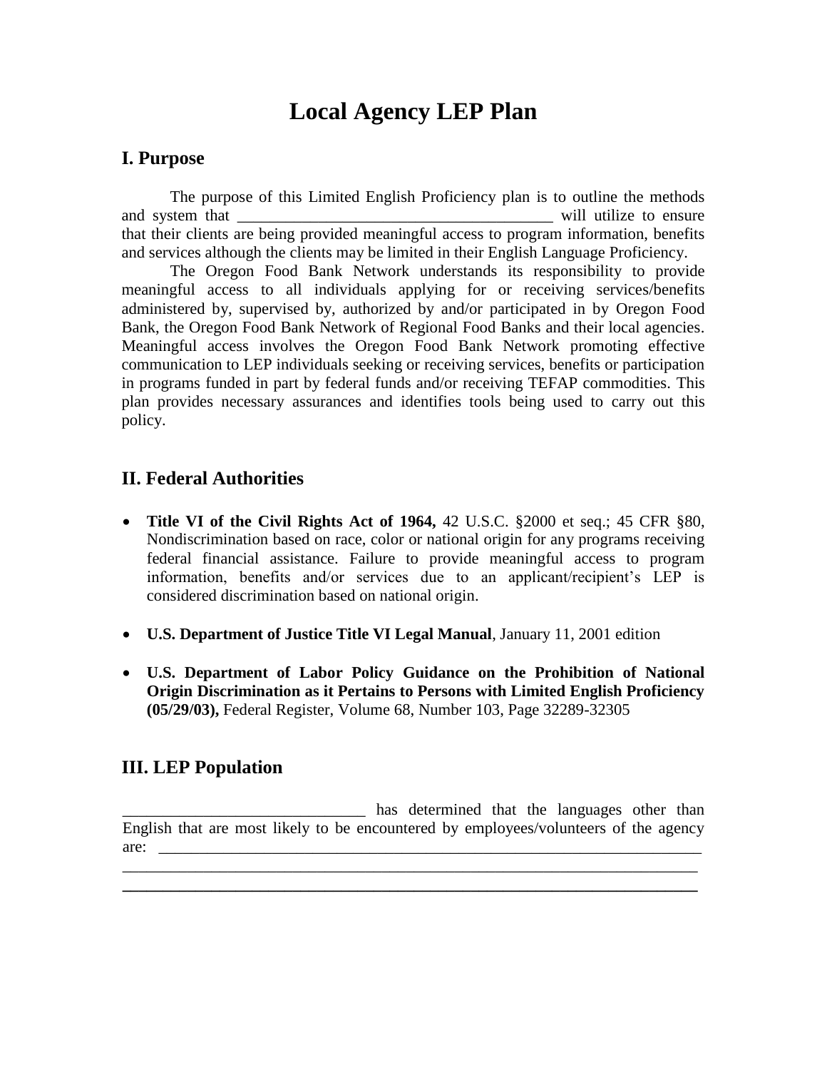# Local Agency LEP Plan

## I. Purpose

The purpose of this Limited English Proficiency plan is to outline the methods and system that _______________________________________ will utilize to ensure that their clients are being provided meaningful access to program information, benefits and services although the clients may be limited in their English Language Proficiency.

The Oregon Food Bank Network understands its responsibility to provide meaningful access to all individuals applying for or receiving services/benefits administered by, supervised by, authorized by and/or participated in by Oregon Food Bank, the Oregon Food Bank Network of Regional Food Banks and their local agencies. Meaningful access involves the Oregon Food Bank Network promoting effective communication to LEP individuals seeking or receiving services, benefits or participation in programs funded in part by federal funds and/or receiving TEFAP commodities. This plan provides necessary assurances and identifies tools being used to carry out this policy.

## II. Federal Authorities

- **Title VI of the Civil Rights Act of 1964,** 42 U.S.C. §2000 et seq.; 45 CFR §80, Nondiscrimination based on race, color or national origin for any programs receiving federal financial assistance. Failure to provide meaningful access to program information, benefits and/or services due to an applicant/recipient's LEP is considered discrimination based on national origin.
- **U.S. Department of Justice Title VI Legal Manual**, January 11, 2001 edition
- **U.S. Department of Labor Policy Guidance on the Prohibition of National Origin Discrimination as it Pertains to Persons with Limited English Proficiency (05/29/03),** Federal Register, Volume 68, Number 103, Page 32289-32305

## III. LEP Population

______________________________ has determined that the languages other than English that are most likely to be encountered by employees/volunteers of the agency are: ______________________________________________________________________

_________________________________________________________________________

_________________________________________________________________________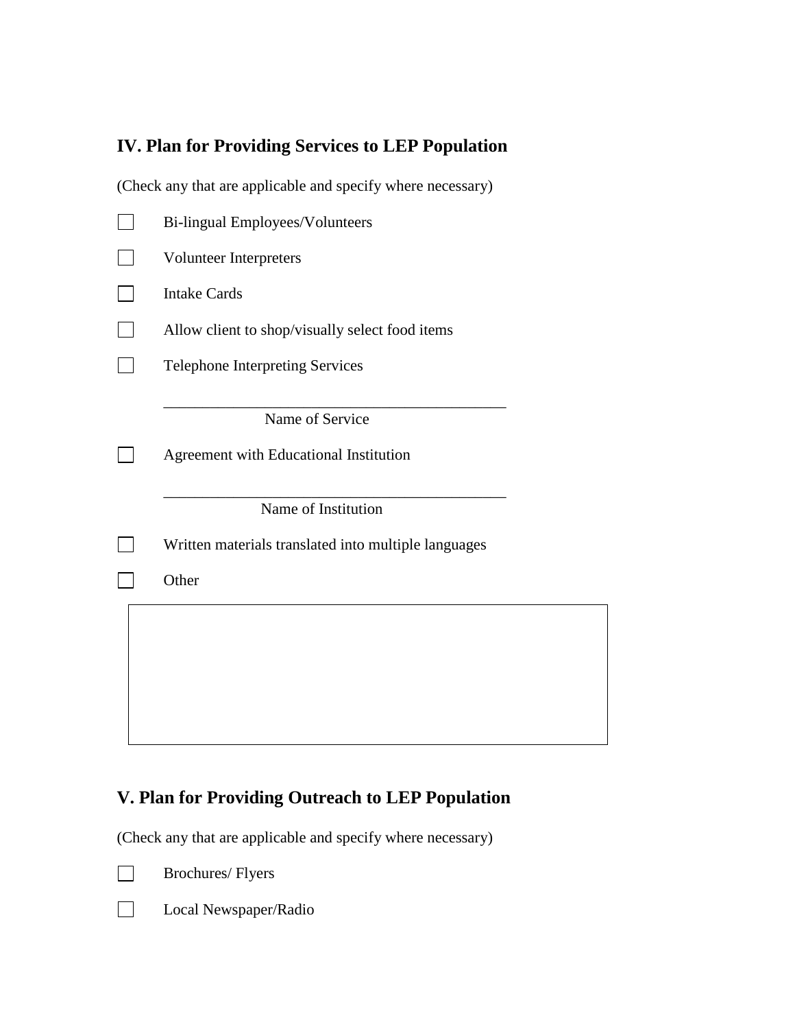## IV. Plan for Providing Services to LEP Population

(Check any that are applicable and specify where necessary)

- [ ] Bi-lingual Employees/Volunteers
- [ ] Volunteer Interpreters
- [ ] Intake Cards
- [ ] Allow client to shop/visually select food items
- [ ] Telephone Interpreting Services

  _____________________________________________
  Name of Service

- [ ] Agreement with Educational Institution

  _____________________________________________
  Name of Institution

- [ ] Written materials translated into multiple languages
- [ ] Other

| |
|---|
| |

## V. Plan for Providing Outreach to LEP Population

(Check any that are applicable and specify where necessary)

- [ ] Brochures/ Flyers
- [ ] Local Newspaper/Radio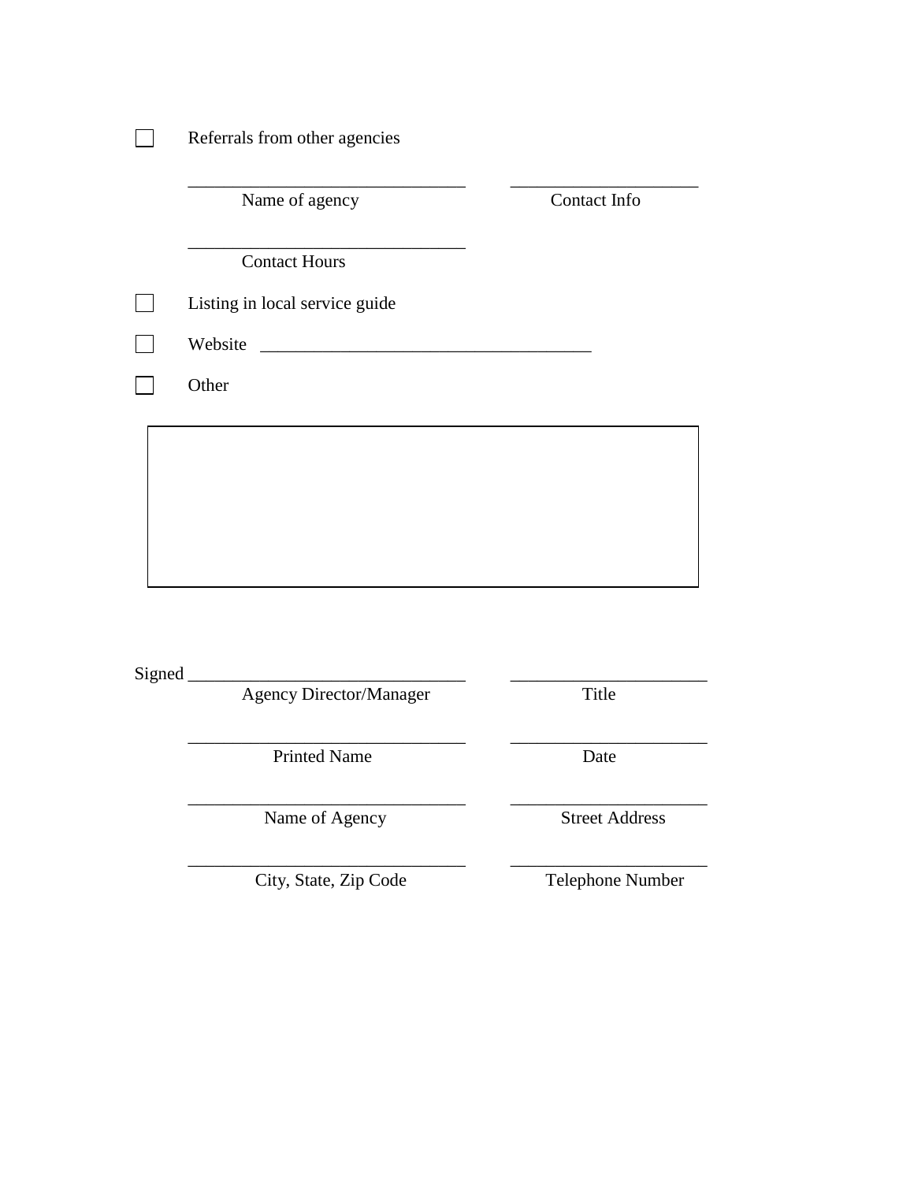- [ ] Referrals from other agencies

  \_\_\_\_\_\_\_\_\_\_\_\_\_\_\_\_\_\_\_\_\_\_\_\_\_\_\_\_\_\_ &nbsp;&nbsp;&nbsp;&nbsp; \_\_\_\_\_\_\_\_\_\_\_\_\_\_\_\_\_\_\_\_\_
  Name of agency &nbsp;&nbsp;&nbsp;&nbsp; Contact Info

  \_\_\_\_\_\_\_\_\_\_\_\_\_\_\_\_\_\_\_\_\_\_\_\_\_\_\_\_\_\_
  Contact Hours

- [ ] Listing in local service guide
- [ ] Website \_\_\_\_\_\_\_\_\_\_\_\_\_\_\_\_\_\_\_\_\_\_\_\_\_\_\_\_\_\_\_\_\_\_\_\_
- [ ] Other

| |
|---|
| |

Signed \_\_\_\_\_\_\_\_\_\_\_\_\_\_\_\_\_\_\_\_\_\_\_\_\_\_\_\_\_\_ &nbsp;&nbsp;&nbsp;&nbsp; \_\_\_\_\_\_\_\_\_\_\_\_\_\_\_\_\_\_\_\_\_\_
Agency Director/Manager &nbsp;&nbsp;&nbsp;&nbsp; Title

\_\_\_\_\_\_\_\_\_\_\_\_\_\_\_\_\_\_\_\_\_\_\_\_\_\_\_\_\_\_ &nbsp;&nbsp;&nbsp;&nbsp; \_\_\_\_\_\_\_\_\_\_\_\_\_\_\_\_\_\_\_\_\_\_
Printed Name &nbsp;&nbsp;&nbsp;&nbsp; Date

\_\_\_\_\_\_\_\_\_\_\_\_\_\_\_\_\_\_\_\_\_\_\_\_\_\_\_\_\_\_ &nbsp;&nbsp;&nbsp;&nbsp; \_\_\_\_\_\_\_\_\_\_\_\_\_\_\_\_\_\_\_\_\_\_
Name of Agency &nbsp;&nbsp;&nbsp;&nbsp; Street Address

\_\_\_\_\_\_\_\_\_\_\_\_\_\_\_\_\_\_\_\_\_\_\_\_\_\_\_\_\_\_ &nbsp;&nbsp;&nbsp;&nbsp; \_\_\_\_\_\_\_\_\_\_\_\_\_\_\_\_\_\_\_\_\_\_
City, State, Zip Code &nbsp;&nbsp;&nbsp;&nbsp; Telephone Number